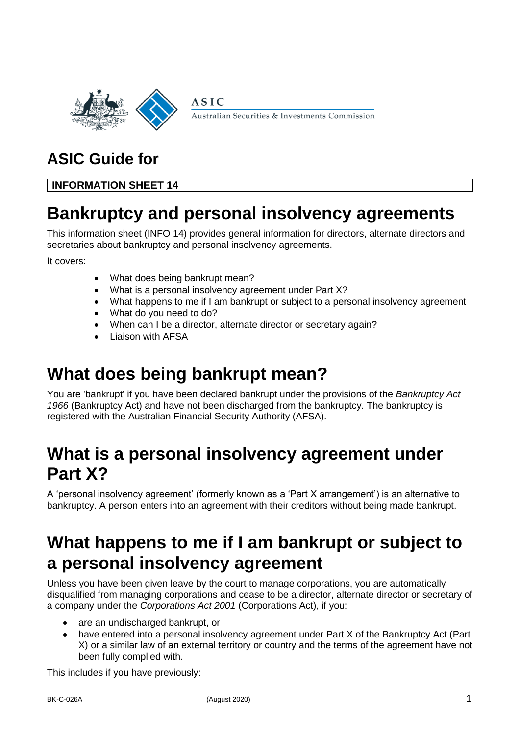ASIC

Australian Securities & Investments Commission

## ASIC Guide for

**INFORMATION SHEET 14**

# Bankruptcy and personal insolvency agreements

This information sheet (INFO 14) provides general information for directors, alternate directors and secretaries about bankruptcy and personal insolvency agreements.

It covers:

- What does being bankrupt mean?
- What is a personal insolvency agreement under Part X?
- What happens to me if I am bankrupt or subject to a personal insolvency agreement
- What do you need to do?
- When can I be a director, alternate director or secretary again?
- Liaison with AFSA

# What does being bankrupt mean?

You are 'bankrupt' if you have been declared bankrupt under the provisions of the *Bankruptcy Act 1966* (Bankruptcy Act) and have not been discharged from the bankruptcy. The bankruptcy is registered with the Australian Financial Security Authority (AFSA).

# What is a personal insolvency agreement under Part X?

A 'personal insolvency agreement' (formerly known as a 'Part X arrangement') is an alternative to bankruptcy. A person enters into an agreement with their creditors without being made bankrupt.

# What happens to me if I am bankrupt or subject to a personal insolvency agreement

Unless you have been given leave by the court to manage corporations, you are automatically disqualified from managing corporations and cease to be a director, alternate director or secretary of a company under the *Corporations Act 2001* (Corporations Act), if you:

- are an undischarged bankrupt, or
- have entered into a personal insolvency agreement under Part X of the Bankruptcy Act (Part X) or a similar law of an external territory or country and the terms of the agreement have not been fully complied with.

This includes if you have previously:

BK-C-026A (August 2020)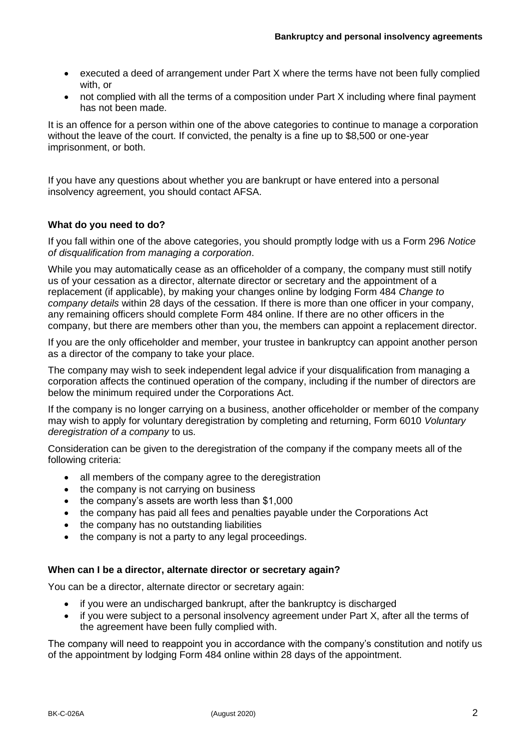- executed a deed of arrangement under Part X where the terms have not been fully complied with, or
- not complied with all the terms of a composition under Part X including where final payment has not been made.

It is an offence for a person within one of the above categories to continue to manage a corporation without the leave of the court. If convicted, the penalty is a fine up to $8,500 or one-year imprisonment, or both.

If you have any questions about whether you are bankrupt or have entered into a personal insolvency agreement, you should contact AFSA.

### What do you need to do?

If you fall within one of the above categories, you should promptly lodge with us a Form 296 *Notice of disqualification from managing a corporation*.

While you may automatically cease as an officeholder of a company, the company must still notify us of your cessation as a director, alternate director or secretary and the appointment of a replacement (if applicable), by making your changes online by lodging Form 484 *Change to company details* within 28 days of the cessation. If there is more than one officer in your company, any remaining officers should complete Form 484 online. If there are no other officers in the company, but there are members other than you, the members can appoint a replacement director.

If you are the only officeholder and member, your trustee in bankruptcy can appoint another person as a director of the company to take your place.

The company may wish to seek independent legal advice if your disqualification from managing a corporation affects the continued operation of the company, including if the number of directors are below the minimum required under the Corporations Act.

If the company is no longer carrying on a business, another officeholder or member of the company may wish to apply for voluntary deregistration by completing and returning, Form 6010 *Voluntary deregistration of a company* to us.

Consideration can be given to the deregistration of the company if the company meets all of the following criteria:

- all members of the company agree to the deregistration
- the company is not carrying on business
- the company's assets are worth less than $1,000
- the company has paid all fees and penalties payable under the Corporations Act
- the company has no outstanding liabilities
- the company is not a party to any legal proceedings.

### When can I be a director, alternate director or secretary again?

You can be a director, alternate director or secretary again:

- if you were an undischarged bankrupt, after the bankruptcy is discharged
- if you were subject to a personal insolvency agreement under Part X, after all the terms of the agreement have been fully complied with.

The company will need to reappoint you in accordance with the company's constitution and notify us of the appointment by lodging Form 484 online within 28 days of the appointment.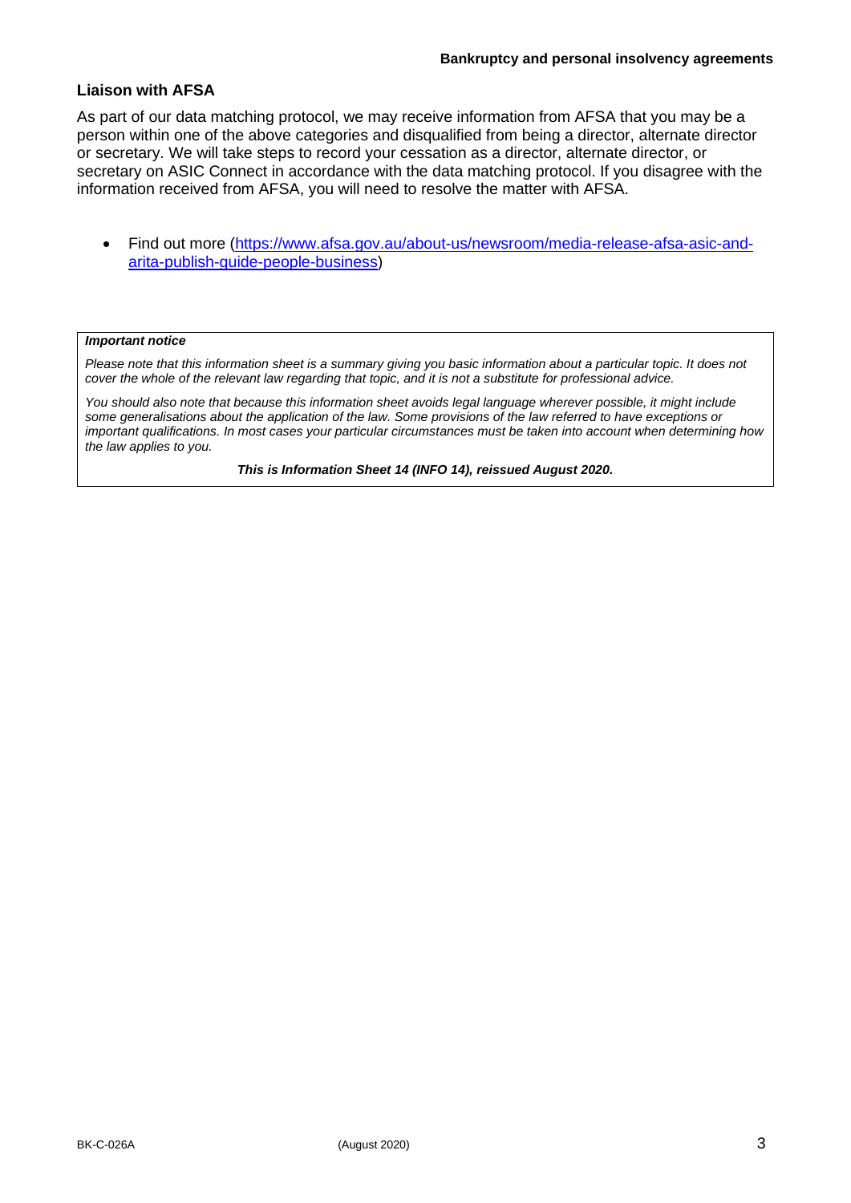## Liaison with AFSA

As part of our data matching protocol, we may receive information from AFSA that you may be a person within one of the above categories and disqualified from being a director, alternate director or secretary. We will take steps to record your cessation as a director, alternate director, or secretary on ASIC Connect in accordance with the data matching protocol. If you disagree with the information received from AFSA, you will need to resolve the matter with AFSA.

- Find out more (https://www.afsa.gov.au/about-us/newsroom/media-release-afsa-asic-and-arita-publish-guide-people-business)

***Important notice***

*Please note that this information sheet is a summary giving you basic information about a particular topic. It does not cover the whole of the relevant law regarding that topic, and it is not a substitute for professional advice.*

*You should also note that because this information sheet avoids legal language wherever possible, it might include some generalisations about the application of the law. Some provisions of the law referred to have exceptions or important qualifications. In most cases your particular circumstances must be taken into account when determining how the law applies to you.*

***This is Information Sheet 14 (INFO 14), reissued August 2020.***